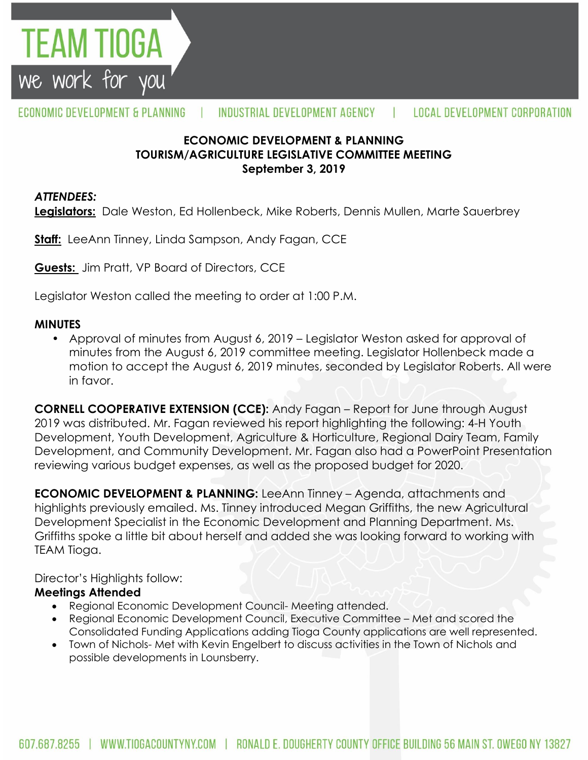TEAM TIOGA

we work for you

ECONOMIC DEVELOPMENT & PLANNING | INDUSTRIAL DEVELOPMENT AGENCY | LOCAL DEVELOPMENT CORPORATION

**ECONOMIC DEVELOPMENT & PLANNING**
**TOURISM/AGRICULTURE LEGISLATIVE COMMITTEE MEETING**
**September 3, 2019**

***ATTENDEES:***
**Legislators:** Dale Weston, Ed Hollenbeck, Mike Roberts, Dennis Mullen, Marte Sauerbrey

**Staff:** LeeAnn Tinney, Linda Sampson, Andy Fagan, CCE

**Guests:** Jim Pratt, VP Board of Directors, CCE

Legislator Weston called the meeting to order at 1:00 P.M.

**MINUTES**

- Approval of minutes from August 6, 2019 – Legislator Weston asked for approval of minutes from the August 6, 2019 committee meeting. Legislator Hollenbeck made a motion to accept the August 6, 2019 minutes, seconded by Legislator Roberts. All were in favor.

**CORNELL COOPERATIVE EXTENSION (CCE):** Andy Fagan – Report for June through August 2019 was distributed. Mr. Fagan reviewed his report highlighting the following: 4-H Youth Development, Youth Development, Agriculture & Horticulture, Regional Dairy Team, Family Development, and Community Development. Mr. Fagan also had a PowerPoint Presentation reviewing various budget expenses, as well as the proposed budget for 2020.

**ECONOMIC DEVELOPMENT & PLANNING:** LeeAnn Tinney – Agenda, attachments and highlights previously emailed. Ms. Tinney introduced Megan Griffiths, the new Agricultural Development Specialist in the Economic Development and Planning Department. Ms. Griffiths spoke a little bit about herself and added she was looking forward to working with TEAM Tioga.

Director's Highlights follow:

**Meetings Attended**

- Regional Economic Development Council- Meeting attended.
- Regional Economic Development Council, Executive Committee – Met and scored the Consolidated Funding Applications adding Tioga County applications are well represented.
- Town of Nichols- Met with Kevin Engelbert to discuss activities in the Town of Nichols and possible developments in Lounsberry.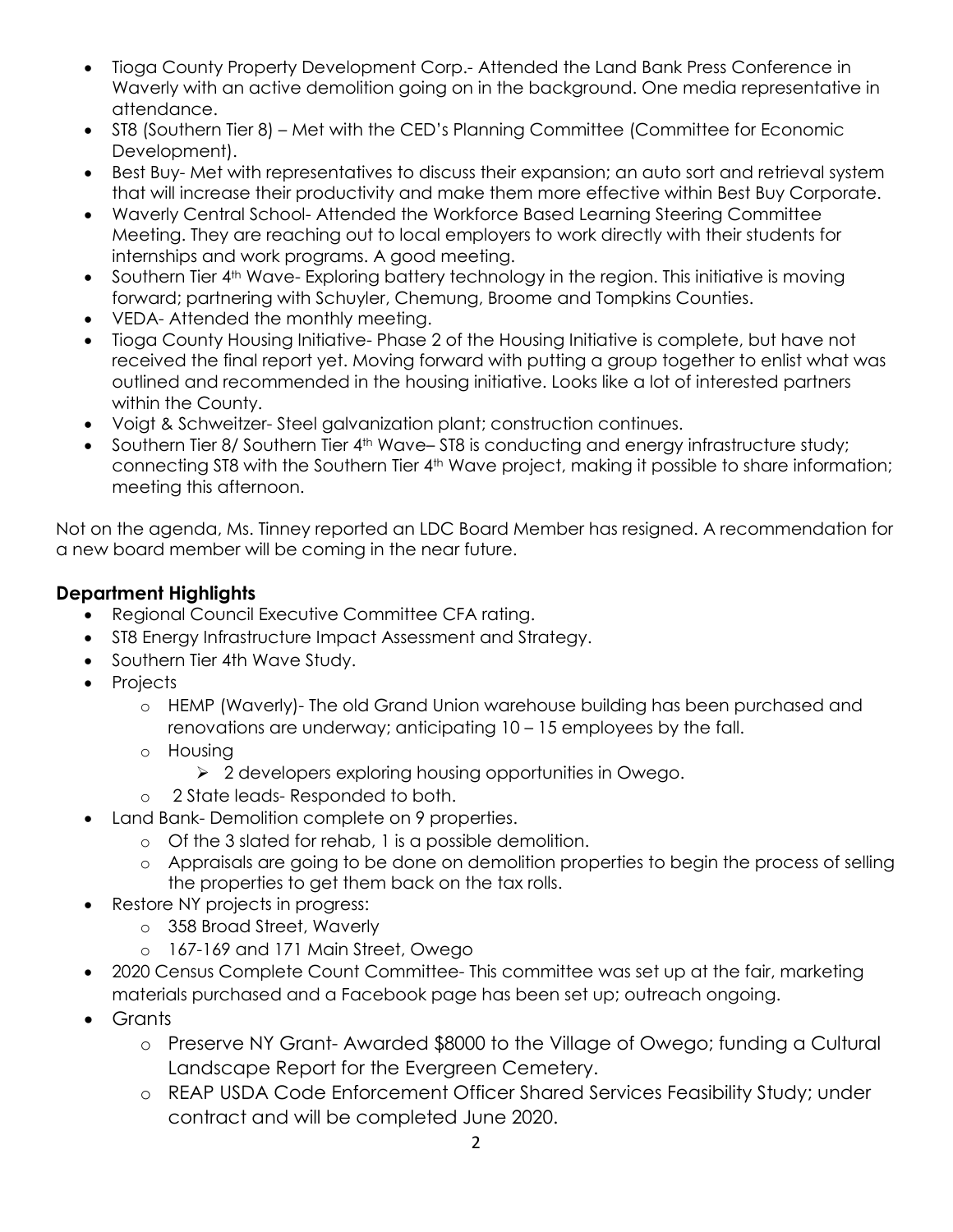- Tioga County Property Development Corp.- Attended the Land Bank Press Conference in Waverly with an active demolition going on in the background. One media representative in attendance.
- ST8 (Southern Tier 8) – Met with the CED's Planning Committee (Committee for Economic Development).
- Best Buy- Met with representatives to discuss their expansion; an auto sort and retrieval system that will increase their productivity and make them more effective within Best Buy Corporate.
- Waverly Central School- Attended the Workforce Based Learning Steering Committee Meeting. They are reaching out to local employers to work directly with their students for internships and work programs. A good meeting.
- Southern Tier 4th Wave- Exploring battery technology in the region. This initiative is moving forward; partnering with Schuyler, Chemung, Broome and Tompkins Counties.
- VEDA- Attended the monthly meeting.
- Tioga County Housing Initiative- Phase 2 of the Housing Initiative is complete, but have not received the final report yet. Moving forward with putting a group together to enlist what was outlined and recommended in the housing initiative. Looks like a lot of interested partners within the County.
- Voigt & Schweitzer- Steel galvanization plant; construction continues.
- Southern Tier 8/ Southern Tier 4th Wave– ST8 is conducting and energy infrastructure study; connecting ST8 with the Southern Tier 4th Wave project, making it possible to share information; meeting this afternoon.

Not on the agenda, Ms. Tinney reported an LDC Board Member has resigned. A recommendation for a new board member will be coming in the near future.

**Department Highlights**

- Regional Council Executive Committee CFA rating.
- ST8 Energy Infrastructure Impact Assessment and Strategy.
- Southern Tier 4th Wave Study.
- Projects
  - HEMP (Waverly)- The old Grand Union warehouse building has been purchased and renovations are underway; anticipating 10 – 15 employees by the fall.
  - Housing
    - 2 developers exploring housing opportunities in Owego.
  - 2 State leads- Responded to both.
- Land Bank- Demolition complete on 9 properties.
  - Of the 3 slated for rehab, 1 is a possible demolition.
  - Appraisals are going to be done on demolition properties to begin the process of selling the properties to get them back on the tax rolls.
- Restore NY projects in progress:
  - 358 Broad Street, Waverly
  - 167-169 and 171 Main Street, Owego
- 2020 Census Complete Count Committee- This committee was set up at the fair, marketing materials purchased and a Facebook page has been set up; outreach ongoing.
- Grants
  - Preserve NY Grant- Awarded $8000 to the Village of Owego; funding a Cultural Landscape Report for the Evergreen Cemetery.
  - REAP USDA Code Enforcement Officer Shared Services Feasibility Study; under contract and will be completed June 2020.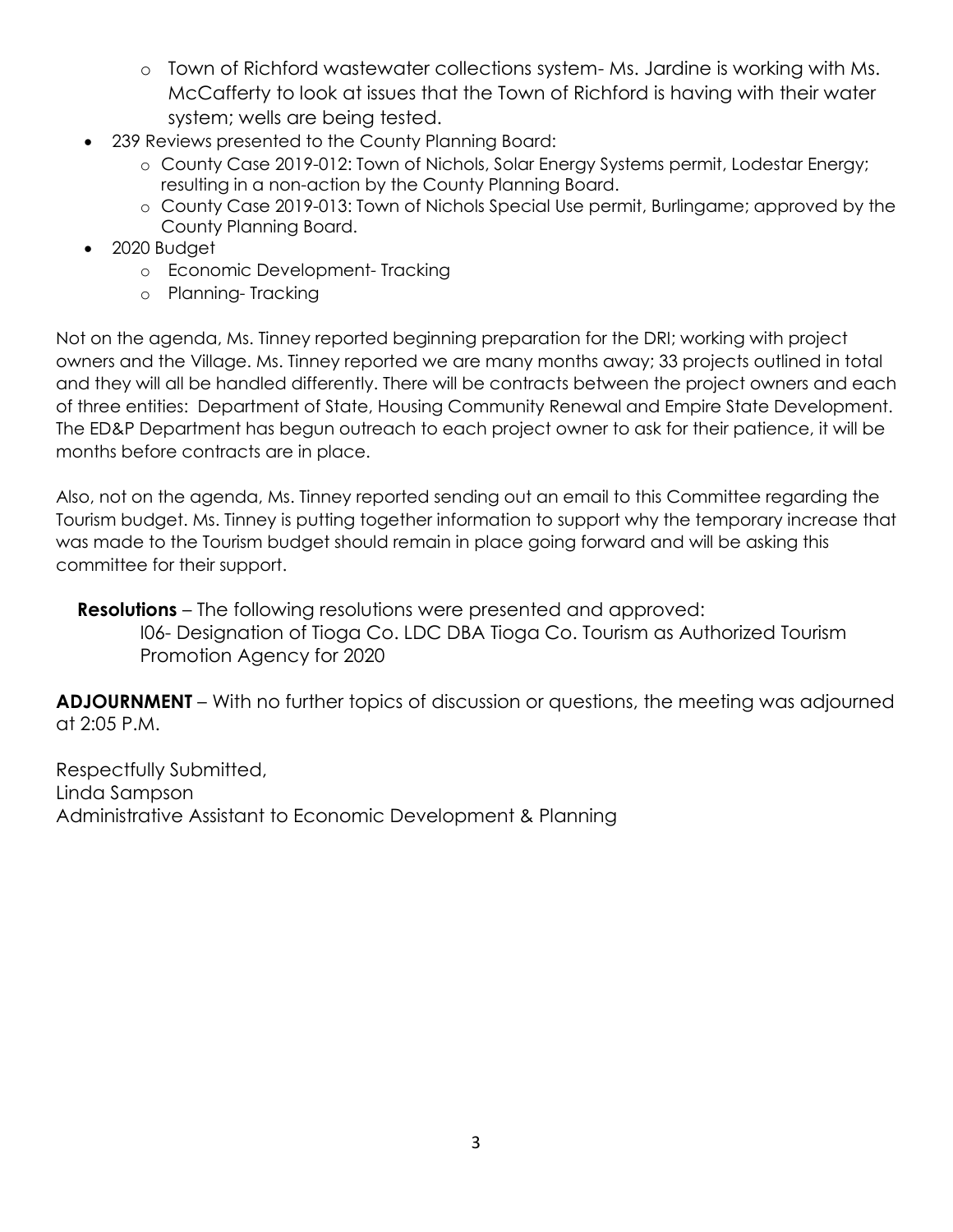- Town of Richford wastewater collections system- Ms. Jardine is working with Ms. McCafferty to look at issues that the Town of Richford is having with their water system; wells are being tested.
- 239 Reviews presented to the County Planning Board:
    - County Case 2019-012: Town of Nichols, Solar Energy Systems permit, Lodestar Energy; resulting in a non-action by the County Planning Board.
    - County Case 2019-013: Town of Nichols Special Use permit, Burlingame; approved by the County Planning Board.
- 2020 Budget
    - Economic Development- Tracking
    - Planning- Tracking

Not on the agenda, Ms. Tinney reported beginning preparation for the DRI; working with project owners and the Village. Ms. Tinney reported we are many months away; 33 projects outlined in total and they will all be handled differently. There will be contracts between the project owners and each of three entities: Department of State, Housing Community Renewal and Empire State Development. The ED&P Department has begun outreach to each project owner to ask for their patience, it will be months before contracts are in place.

Also, not on the agenda, Ms. Tinney reported sending out an email to this Committee regarding the Tourism budget. Ms. Tinney is putting together information to support why the temporary increase that was made to the Tourism budget should remain in place going forward and will be asking this committee for their support.

**Resolutions** – The following resolutions were presented and approved:

I06- Designation of Tioga Co. LDC DBA Tioga Co. Tourism as Authorized Tourism Promotion Agency for 2020

**ADJOURNMENT** – With no further topics of discussion or questions, the meeting was adjourned at 2:05 P.M.

Respectfully Submitted,
Linda Sampson
Administrative Assistant to Economic Development & Planning